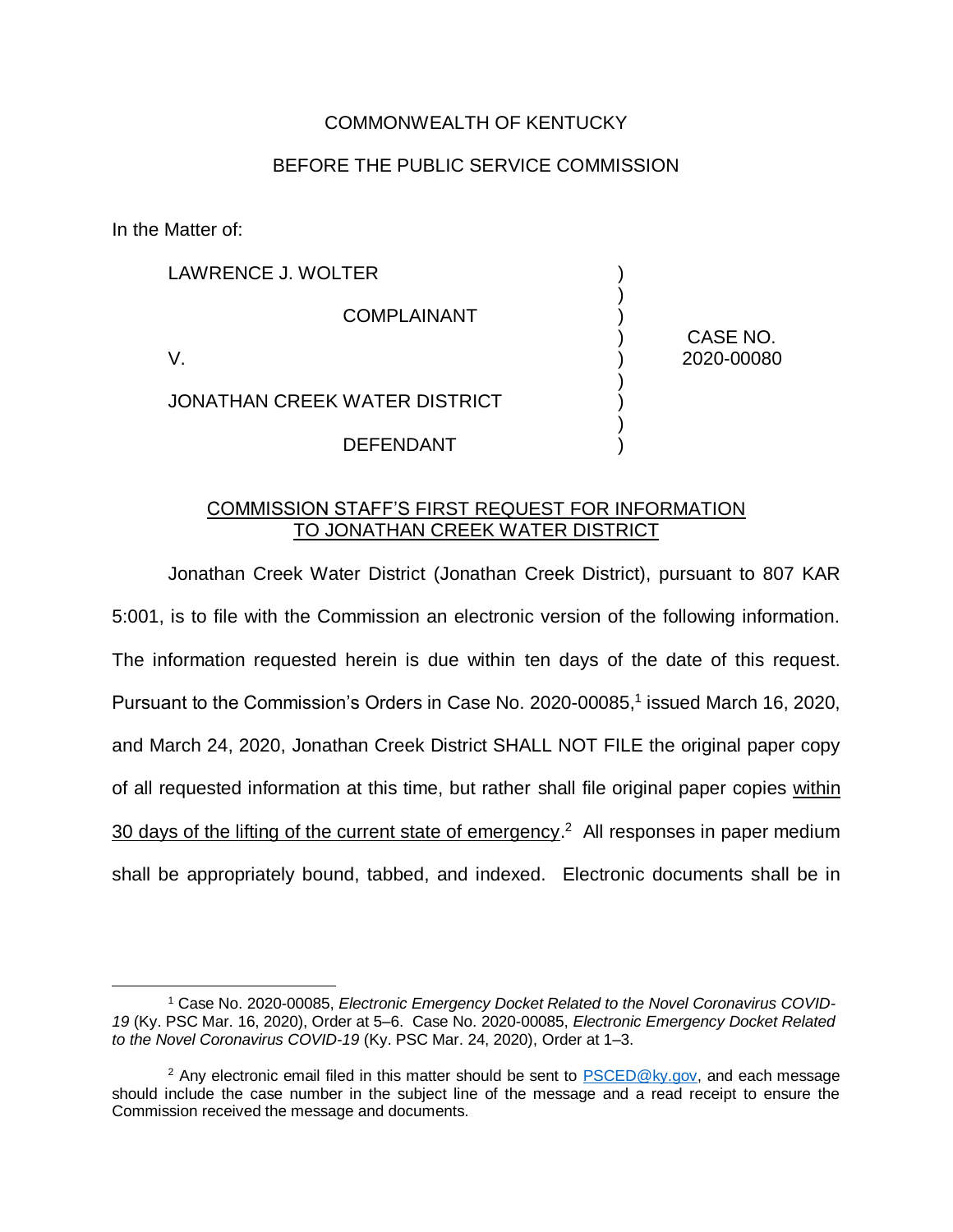COMMONWEALTH OF KENTUCKY

BEFORE THE PUBLIC SERVICE COMMISSION

In the Matter of:

| | | |
|---|---|---|
| LAWRENCE J. WOLTER | ) | |
| COMPLAINANT | ) | |
| V. | ) | CASE NO. 2020-00080 |
| JONATHAN CREEK WATER DISTRICT | ) | |
| DEFENDANT | ) | |

COMMISSION STAFF'S FIRST REQUEST FOR INFORMATION TO JONATHAN CREEK WATER DISTRICT

Jonathan Creek Water District (Jonathan Creek District), pursuant to 807 KAR 5:001, is to file with the Commission an electronic version of the following information. The information requested herein is due within ten days of the date of this request. Pursuant to the Commission's Orders in Case No. 2020-00085,[1] issued March 16, 2020, and March 24, 2020, Jonathan Creek District SHALL NOT FILE the original paper copy of all requested information at this time, but rather shall file original paper copies within 30 days of the lifting of the current state of emergency.[2] All responses in paper medium shall be appropriately bound, tabbed, and indexed. Electronic documents shall be in

---

[1] Case No. 2020-00085, *Electronic Emergency Docket Related to the Novel Coronavirus COVID-19* (Ky. PSC Mar. 16, 2020), Order at 5–6. Case No. 2020-00085, *Electronic Emergency Docket Related to the Novel Coronavirus COVID-19* (Ky. PSC Mar. 24, 2020), Order at 1–3.

[2] Any electronic email filed in this matter should be sent to PSCED@ky.gov, and each message should include the case number in the subject line of the message and a read receipt to ensure the Commission received the message and documents.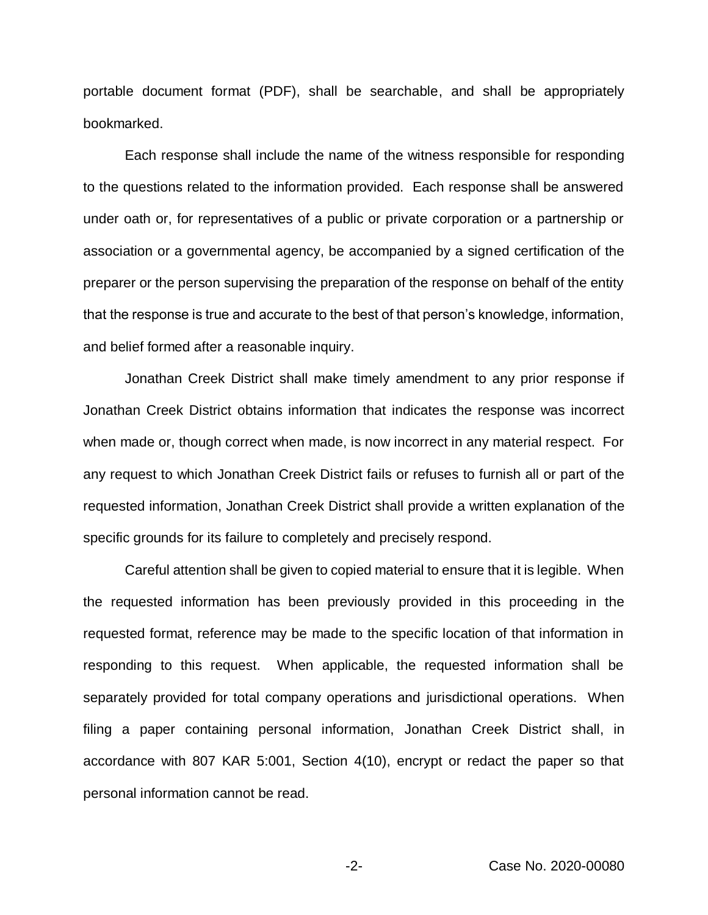portable document format (PDF), shall be searchable, and shall be appropriately bookmarked.

Each response shall include the name of the witness responsible for responding to the questions related to the information provided. Each response shall be answered under oath or, for representatives of a public or private corporation or a partnership or association or a governmental agency, be accompanied by a signed certification of the preparer or the person supervising the preparation of the response on behalf of the entity that the response is true and accurate to the best of that person's knowledge, information, and belief formed after a reasonable inquiry.

Jonathan Creek District shall make timely amendment to any prior response if Jonathan Creek District obtains information that indicates the response was incorrect when made or, though correct when made, is now incorrect in any material respect. For any request to which Jonathan Creek District fails or refuses to furnish all or part of the requested information, Jonathan Creek District shall provide a written explanation of the specific grounds for its failure to completely and precisely respond.

Careful attention shall be given to copied material to ensure that it is legible. When the requested information has been previously provided in this proceeding in the requested format, reference may be made to the specific location of that information in responding to this request. When applicable, the requested information shall be separately provided for total company operations and jurisdictional operations. When filing a paper containing personal information, Jonathan Creek District shall, in accordance with 807 KAR 5:001, Section 4(10), encrypt or redact the paper so that personal information cannot be read.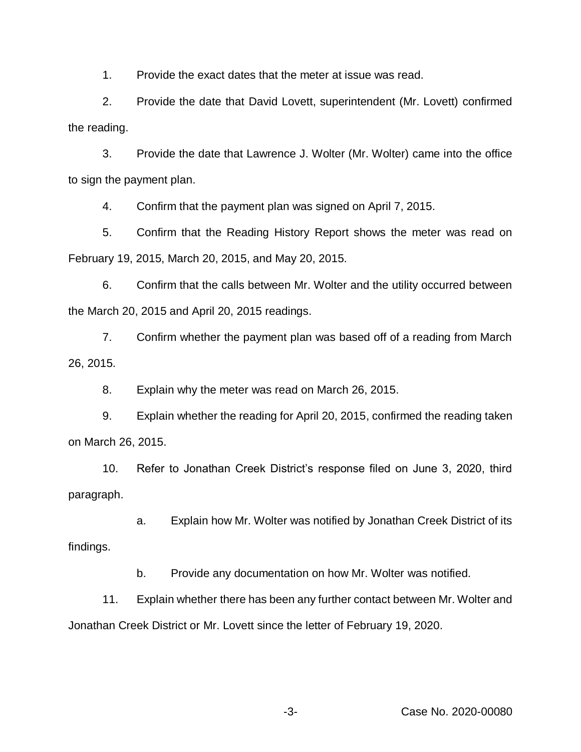1. Provide the exact dates that the meter at issue was read.

2. Provide the date that David Lovett, superintendent (Mr. Lovett) confirmed the reading.

3. Provide the date that Lawrence J. Wolter (Mr. Wolter) came into the office to sign the payment plan.

4. Confirm that the payment plan was signed on April 7, 2015.

5. Confirm that the Reading History Report shows the meter was read on February 19, 2015, March 20, 2015, and May 20, 2015.

6. Confirm that the calls between Mr. Wolter and the utility occurred between the March 20, 2015 and April 20, 2015 readings.

7. Confirm whether the payment plan was based off of a reading from March 26, 2015.

8. Explain why the meter was read on March 26, 2015.

9. Explain whether the reading for April 20, 2015, confirmed the reading taken on March 26, 2015.

10. Refer to Jonathan Creek District's response filed on June 3, 2020, third paragraph.

    a. Explain how Mr. Wolter was notified by Jonathan Creek District of its findings.

    b. Provide any documentation on how Mr. Wolter was notified.

11. Explain whether there has been any further contact between Mr. Wolter and Jonathan Creek District or Mr. Lovett since the letter of February 19, 2020.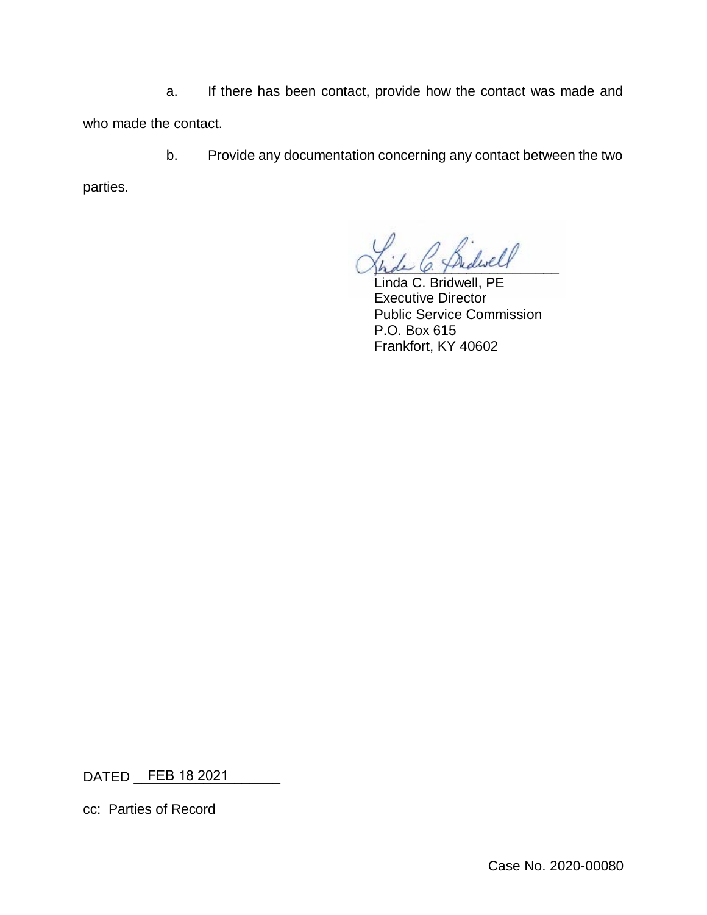a. If there has been contact, provide how the contact was made and who made the contact.

b. Provide any documentation concerning any contact between the two parties.

Linda C. Bridwell, PE
Executive Director
Public Service Commission
P.O. Box 615
Frankfort, KY 40602

DATED FEB 18 2021

cc: Parties of Record

Case No. 2020-00080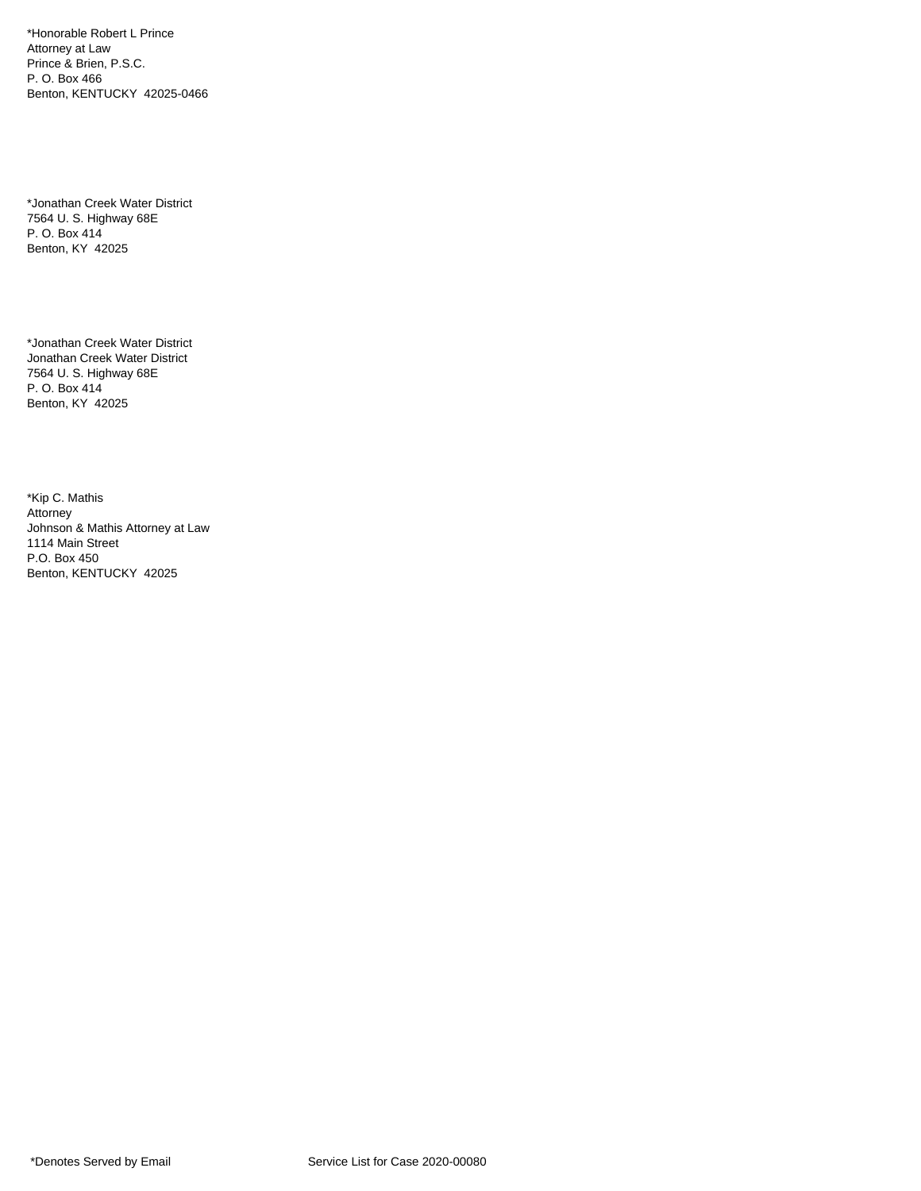*Honorable Robert L Prince
Attorney at Law
Prince & Brien, P.S.C.
P. O. Box 466
Benton, KENTUCKY 42025-0466

*Jonathan Creek Water District
7564 U. S. Highway 68E
P. O. Box 414
Benton, KY 42025

*Jonathan Creek Water District
Jonathan Creek Water District
7564 U. S. Highway 68E
P. O. Box 414
Benton, KY 42025

*Kip C. Mathis
Attorney
Johnson & Mathis Attorney at Law
1114 Main Street
P.O. Box 450
Benton, KENTUCKY 42025

*Denotes Served by Email

Service List for Case 2020-00080